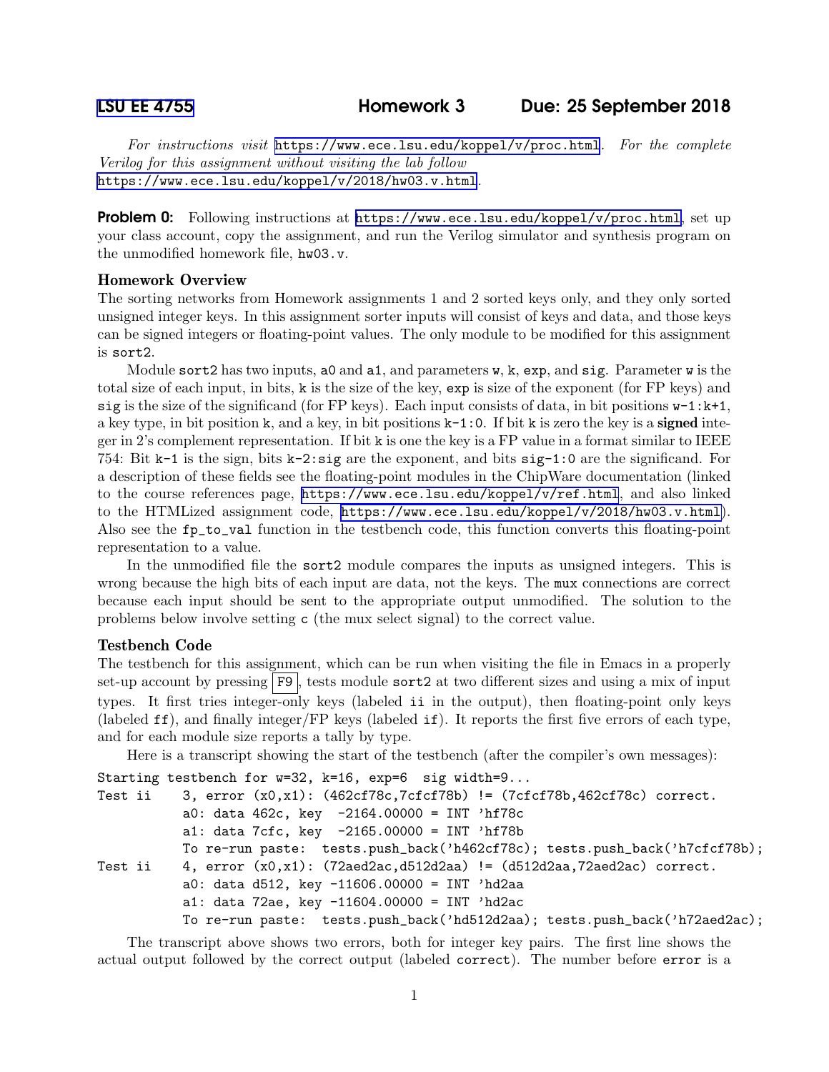# LSU EE 4755 Homework 3 Due: 25 September 2018

*For instructions visit* https://www.ece.lsu.edu/koppel/v/proc.html*. For the complete Verilog for this assignment without visiting the lab follow* https://www.ece.lsu.edu/koppel/v/2018/hw03.v.html.

**Problem 0:** Following instructions at https://www.ece.lsu.edu/koppel/v/proc.html, set up your class account, copy the assignment, and run the Verilog simulator and synthesis program on the unmodified homework file, `hw03.v`.

### Homework Overview

The sorting networks from Homework assignments 1 and 2 sorted keys only, and they only sorted unsigned integer keys. In this assignment sorter inputs will consist of keys and data, and those keys can be signed integers or floating-point values. The only module to be modified for this assignment is `sort2`.

Module `sort2` has two inputs, `a0` and `a1`, and parameters `w`, `k`, `exp`, and `sig`. Parameter `w` is the total size of each input, in bits, `k` is the size of the key, `exp` is size of the exponent (for FP keys) and `sig` is the size of the significand (for FP keys). Each input consists of data, in bit positions `w-1:k+1`, a key type, in bit position `k`, and a key, in bit positions `k-1:0`. If bit `k` is zero the key is a **signed** integer in 2's complement representation. If bit `k` is one the key is a FP value in a format similar to IEEE 754: Bit `k-1` is the sign, bits `k-2:sig` are the exponent, and bits `sig-1:0` are the significand. For a description of these fields see the floating-point modules in the ChipWare documentation (linked to the course references page, https://www.ece.lsu.edu/koppel/v/ref.html, and also linked to the HTMLized assignment code, https://www.ece.lsu.edu/koppel/v/2018/hw03.v.html). Also see the `fp_to_val` function in the testbench code, this function converts this floating-point representation to a value.

In the unmodified file the `sort2` module compares the inputs as unsigned integers. This is wrong because the high bits of each input are data, not the keys. The `mux` connections are correct because each input should be sent to the appropriate output unmodified. The solution to the problems below involve setting `c` (the mux select signal) to the correct value.

### Testbench Code

The testbench for this assignment, which can be run when visiting the file in Emacs in a properly set-up account by pressing `F9`, tests module `sort2` at two different sizes and using a mix of input types. It first tries integer-only keys (labeled `ii` in the output), then floating-point only keys (labeled `ff`), and finally integer/FP keys (labeled `if`). It reports the first five errors of each type, and for each module size reports a tally by type.

Here is a transcript showing the start of the testbench (after the compiler's own messages):

```
Starting testbench for w=32, k=16, exp=6  sig width=9...
Test ii     3, error (x0,x1): (462cf78c,7cfcf78b) != (7cfcf78b,462cf78c) correct.
           a0: data 462c, key  -2164.00000 = INT 'hf78c
           a1: data 7cfc, key  -2165.00000 = INT 'hf78b
           To re-run paste:  tests.push_back('h462cf78c); tests.push_back('h7cfcf78b);
Test ii     4, error (x0,x1): (72aed2ac,d512d2aa) != (d512d2aa,72aed2ac) correct.
           a0: data d512, key -11606.00000 = INT 'hd2aa
           a1: data 72ae, key -11604.00000 = INT 'hd2ac
           To re-run paste:  tests.push_back('hd512d2aa); tests.push_back('h72aed2ac);
```

The transcript above shows two errors, both for integer key pairs. The first line shows the actual output followed by the correct output (labeled `correct`). The number before `error` is a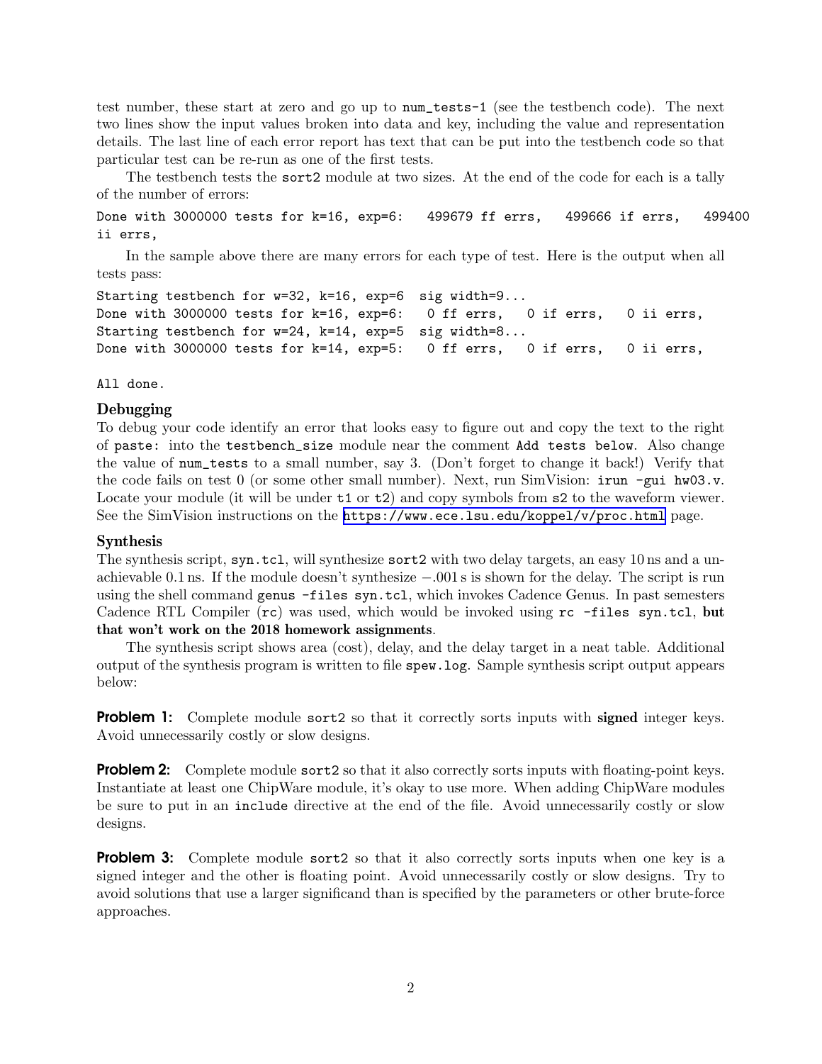test number, these start at zero and go up to num_tests-1 (see the testbench code). The next two lines show the input values broken into data and key, including the value and representation details. The last line of each error report has text that can be put into the testbench code so that particular test can be re-run as one of the first tests.

The testbench tests the sort2 module at two sizes. At the end of the code for each is a tally of the number of errors:

```
Done with 3000000 tests for k=16, exp=6:   499679 ff errs,   499666 if errs,   499400
ii errs,
```

In the sample above there are many errors for each type of test. Here is the output when all tests pass:

```
Starting testbench for w=32, k=16, exp=6  sig width=9...
Done with 3000000 tests for k=16, exp=6:   0 ff errs,   0 if errs,   0 ii errs,
Starting testbench for w=24, k=14, exp=5  sig width=8...
Done with 3000000 tests for k=14, exp=5:   0 ff errs,   0 if errs,   0 ii errs,

All done.
```

### Debugging

To debug your code identify an error that looks easy to figure out and copy the text to the right of paste: into the testbench_size module near the comment Add tests below. Also change the value of num_tests to a small number, say 3. (Don't forget to change it back!) Verify that the code fails on test 0 (or some other small number). Next, run SimVision: irun -gui hw03.v. Locate your module (it will be under t1 or t2) and copy symbols from s2 to the waveform viewer. See the SimVision instructions on the https://www.ece.lsu.edu/koppel/v/proc.html page.

### Synthesis

The synthesis script, syn.tcl, will synthesize sort2 with two delay targets, an easy 10 ns and a unachievable 0.1 ns. If the module doesn't synthesize −.001 s is shown for the delay. The script is run using the shell command genus -files syn.tcl, which invokes Cadence Genus. In past semesters Cadence RTL Compiler (rc) was used, which would be invoked using rc -files syn.tcl, **but that won't work on the 2018 homework assignments**.

The synthesis script shows area (cost), delay, and the delay target in a neat table. Additional output of the synthesis program is written to file spew.log. Sample synthesis script output appears below:

**Problem 1:** Complete module sort2 so that it correctly sorts inputs with **signed** integer keys. Avoid unnecessarily costly or slow designs.

**Problem 2:** Complete module sort2 so that it also correctly sorts inputs with floating-point keys. Instantiate at least one ChipWare module, it's okay to use more. When adding ChipWare modules be sure to put in an include directive at the end of the file. Avoid unnecessarily costly or slow designs.

**Problem 3:** Complete module sort2 so that it also correctly sorts inputs when one key is a signed integer and the other is floating point. Avoid unnecessarily costly or slow designs. Try to avoid solutions that use a larger significand than is specified by the parameters or other brute-force approaches.